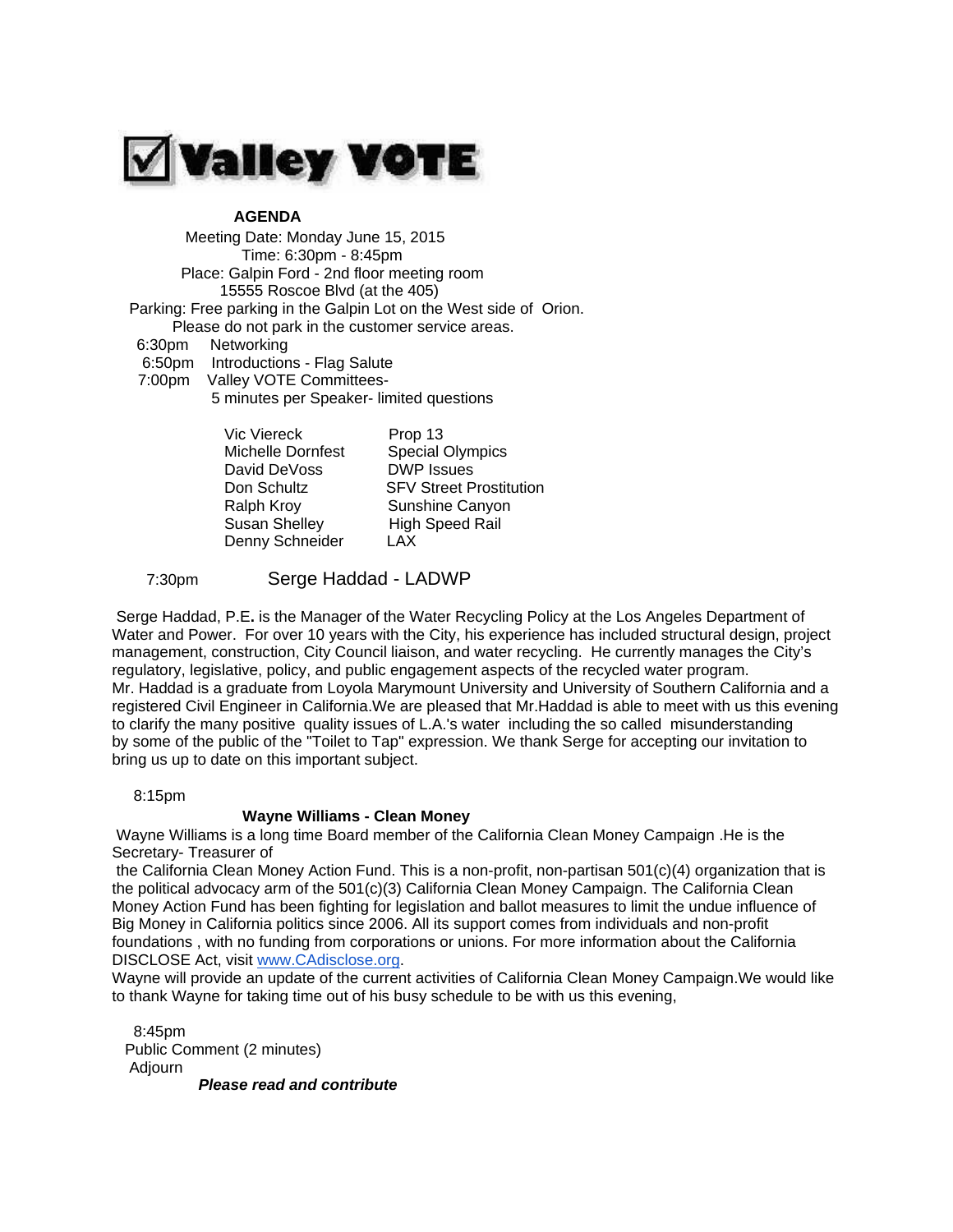# ☑ Valley VOTE

**AGENDA**

Meeting Date: Monday June 15, 2015
Time: 6:30pm - 8:45pm
Place: Galpin Ford - 2nd floor meeting room
15555 Roscoe Blvd (at the 405)
Parking: Free parking in the Galpin Lot on the West side of Orion.
Please do not park in the customer service areas.

6:30pm Networking
6:50pm Introductions - Flag Salute
7:00pm Valley VOTE Committees-
5 minutes per Speaker- limited questions

| | |
|---|---|
| Vic Viereck | Prop 13 |
| Michelle Dornfest | Special Olympics |
| David DeVoss | DWP Issues |
| Don Schultz | SFV Street Prostitution |
| Ralph Kroy | Sunshine Canyon |
| Susan Shelley | High Speed Rail |
| Denny Schneider | LAX |

7:30pm Serge Haddad - LADWP

Serge Haddad, P.E. is the Manager of the Water Recycling Policy at the Los Angeles Department of Water and Power. For over 10 years with the City, his experience has included structural design, project management, construction, City Council liaison, and water recycling. He currently manages the City's regulatory, legislative, policy, and public engagement aspects of the recycled water program.
Mr. Haddad is a graduate from Loyola Marymount University and University of Southern California and a registered Civil Engineer in California.We are pleased that Mr.Haddad is able to meet with us this evening to clarify the many positive quality issues of L.A.'s water including the so called misunderstanding by some of the public of the "Toilet to Tap" expression. We thank Serge for accepting our invitation to bring us up to date on this important subject.

8:15pm

**Wayne Williams - Clean Money**

Wayne Williams is a long time Board member of the California Clean Money Campaign .He is the Secretary- Treasurer of
the California Clean Money Action Fund. This is a non-profit, non-partisan 501(c)(4) organization that is the political advocacy arm of the 501(c)(3) California Clean Money Campaign. The California Clean Money Action Fund has been fighting for legislation and ballot measures to limit the undue influence of Big Money in California politics since 2006. All its support comes from individuals and non-profit foundations , with no funding from corporations or unions. For more information about the California DISCLOSE Act, visit [www.CAdisclose.org](http://www.CAdisclose.org).
Wayne will provide an update of the current activities of California Clean Money Campaign.We would like to thank Wayne for taking time out of his busy schedule to be with us this evening,

8:45pm
Public Comment (2 minutes)
Adjourn

***Please read and contribute***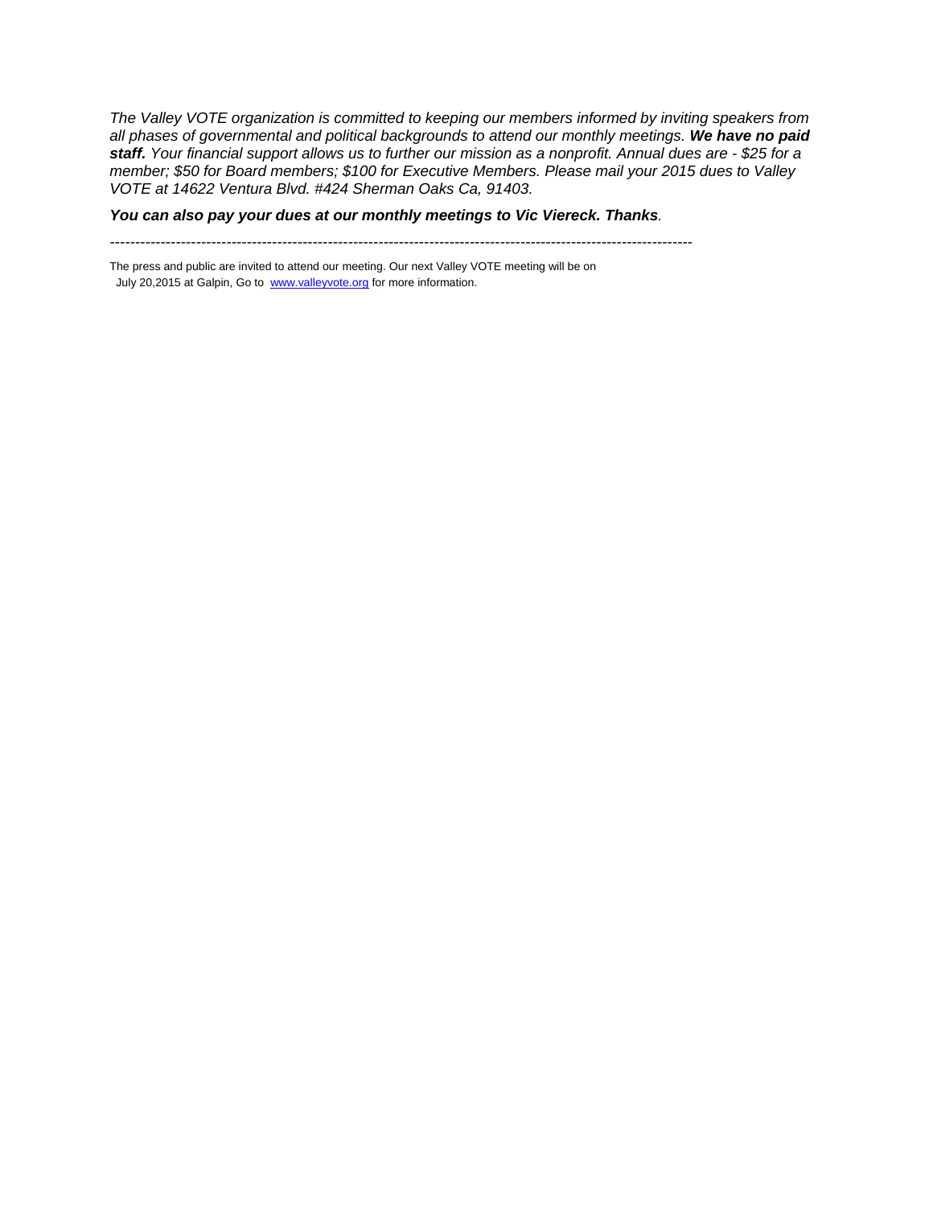*The Valley VOTE organization is committed to keeping our members informed by inviting speakers from all phases of governmental and political backgrounds to attend our monthly meetings.* ***We have no paid staff.*** *Your financial support allows us to further our mission as a nonprofit. Annual dues are - $25 for a member; $50 for Board members; $100 for Executive Members. Please mail your 2015 dues to Valley VOTE at 14622 Ventura Blvd. #424 Sherman Oaks Ca, 91403.*

***You can also pay your dues at our monthly meetings to Vic Viereck. Thanks***.

---

The press and public are invited to attend our meeting. Our next Valley VOTE meeting will be on July 20,2015 at Galpin, Go to [www.valleyvote.org](http://www.valleyvote.org) for more information.